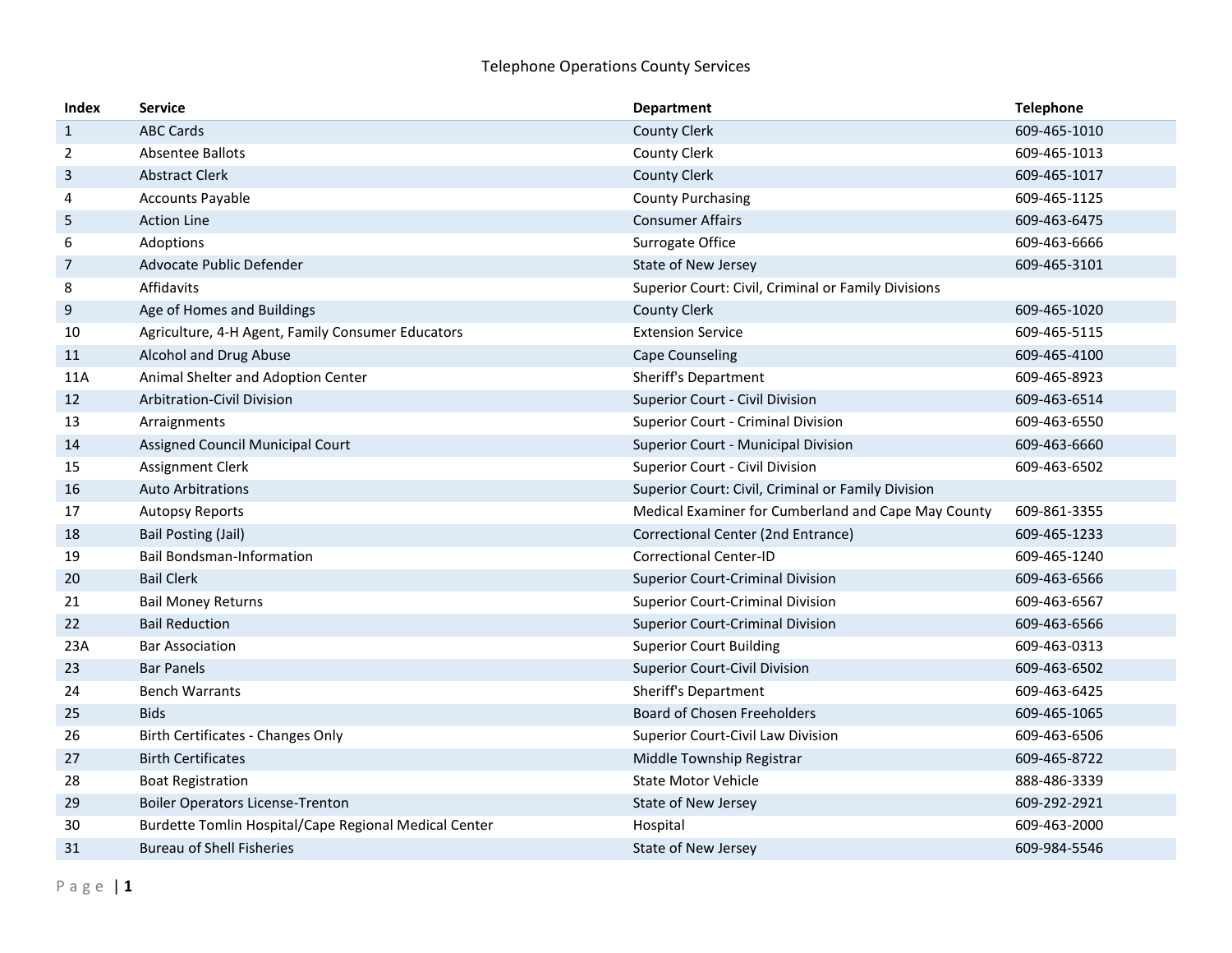# Telephone Operations County Services

| Index | Service | Department | Telephone |
|---|---|---|---|
| 1 | ABC Cards | County Clerk | 609-465-1010 |
| 2 | Absentee Ballots | County Clerk | 609-465-1013 |
| 3 | Abstract Clerk | County Clerk | 609-465-1017 |
| 4 | Accounts Payable | County Purchasing | 609-465-1125 |
| 5 | Action Line | Consumer Affairs | 609-463-6475 |
| 6 | Adoptions | Surrogate Office | 609-463-6666 |
| 7 | Advocate Public Defender | State of New Jersey | 609-465-3101 |
| 8 | Affidavits | Superior Court: Civil, Criminal or Family Divisions | |
| 9 | Age of Homes and Buildings | County Clerk | 609-465-1020 |
| 10 | Agriculture, 4-H Agent, Family Consumer Educators | Extension Service | 609-465-5115 |
| 11 | Alcohol and Drug Abuse | Cape Counseling | 609-465-4100 |
| 11A | Animal Shelter and Adoption Center | Sheriff's Department | 609-465-8923 |
| 12 | Arbitration-Civil Division | Superior Court - Civil Division | 609-463-6514 |
| 13 | Arraignments | Superior Court - Criminal Division | 609-463-6550 |
| 14 | Assigned Council Municipal Court | Superior Court - Municipal Division | 609-463-6660 |
| 15 | Assignment Clerk | Superior Court - Civil Division | 609-463-6502 |
| 16 | Auto Arbitrations | Superior Court: Civil, Criminal or Family Division | |
| 17 | Autopsy Reports | Medical Examiner for Cumberland and Cape May County | 609-861-3355 |
| 18 | Bail Posting (Jail) | Correctional Center (2nd Entrance) | 609-465-1233 |
| 19 | Bail Bondsman-Information | Correctional Center-ID | 609-465-1240 |
| 20 | Bail Clerk | Superior Court-Criminal Division | 609-463-6566 |
| 21 | Bail Money Returns | Superior Court-Criminal Division | 609-463-6567 |
| 22 | Bail Reduction | Superior Court-Criminal Division | 609-463-6566 |
| 23A | Bar Association | Superior Court Building | 609-463-0313 |
| 23 | Bar Panels | Superior Court-Civil Division | 609-463-6502 |
| 24 | Bench Warrants | Sheriff's Department | 609-463-6425 |
| 25 | Bids | Board of Chosen Freeholders | 609-465-1065 |
| 26 | Birth Certificates - Changes Only | Superior Court-Civil Law Division | 609-463-6506 |
| 27 | Birth Certificates | Middle Township Registrar | 609-465-8722 |
| 28 | Boat Registration | State Motor Vehicle | 888-486-3339 |
| 29 | Boiler Operators License-Trenton | State of New Jersey | 609-292-2921 |
| 30 | Burdette Tomlin Hospital/Cape Regional Medical Center | Hospital | 609-463-2000 |
| 31 | Bureau of Shell Fisheries | State of New Jersey | 609-984-5546 |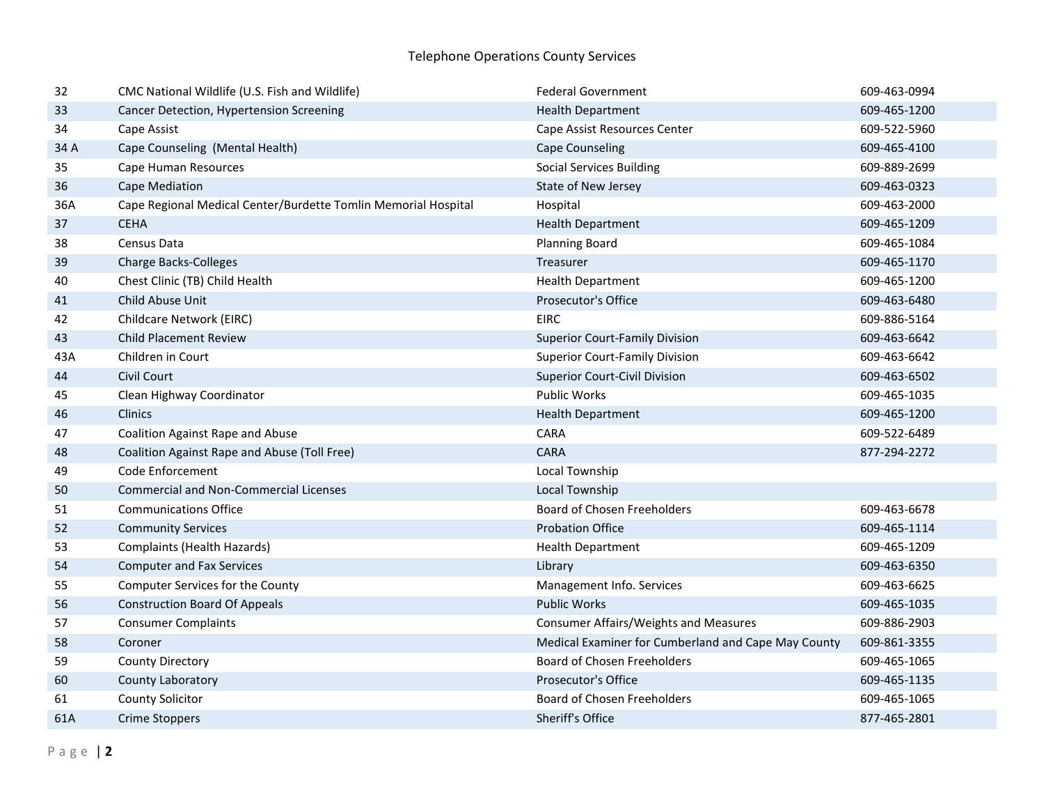# Telephone Operations County Services

| | | | |
|---|---|---|---|
| 32 | CMC National Wildlife (U.S. Fish and Wildlife) | Federal Government | 609-463-0994 |
| 33 | Cancer Detection, Hypertension Screening | Health Department | 609-465-1200 |
| 34 | Cape Assist | Cape Assist Resources Center | 609-522-5960 |
| 34 A | Cape Counseling (Mental Health) | Cape Counseling | 609-465-4100 |
| 35 | Cape Human Resources | Social Services Building | 609-889-2699 |
| 36 | Cape Mediation | State of New Jersey | 609-463-0323 |
| 36A | Cape Regional Medical Center/Burdette Tomlin Memorial Hospital | Hospital | 609-463-2000 |
| 37 | CEHA | Health Department | 609-465-1209 |
| 38 | Census Data | Planning Board | 609-465-1084 |
| 39 | Charge Backs-Colleges | Treasurer | 609-465-1170 |
| 40 | Chest Clinic (TB) Child Health | Health Department | 609-465-1200 |
| 41 | Child Abuse Unit | Prosecutor's Office | 609-463-6480 |
| 42 | Childcare Network (EIRC) | EIRC | 609-886-5164 |
| 43 | Child Placement Review | Superior Court-Family Division | 609-463-6642 |
| 43A | Children in Court | Superior Court-Family Division | 609-463-6642 |
| 44 | Civil Court | Superior Court-Civil Division | 609-463-6502 |
| 45 | Clean Highway Coordinator | Public Works | 609-465-1035 |
| 46 | Clinics | Health Department | 609-465-1200 |
| 47 | Coalition Against Rape and Abuse | CARA | 609-522-6489 |
| 48 | Coalition Against Rape and Abuse (Toll Free) | CARA | 877-294-2272 |
| 49 | Code Enforcement | Local Township | |
| 50 | Commercial and Non-Commercial Licenses | Local Township | |
| 51 | Communications Office | Board of Chosen Freeholders | 609-463-6678 |
| 52 | Community Services | Probation Office | 609-465-1114 |
| 53 | Complaints (Health Hazards) | Health Department | 609-465-1209 |
| 54 | Computer and Fax Services | Library | 609-463-6350 |
| 55 | Computer Services for the County | Management Info. Services | 609-463-6625 |
| 56 | Construction Board Of Appeals | Public Works | 609-465-1035 |
| 57 | Consumer Complaints | Consumer Affairs/Weights and Measures | 609-886-2903 |
| 58 | Coroner | Medical Examiner for Cumberland and Cape May County | 609-861-3355 |
| 59 | County Directory | Board of Chosen Freeholders | 609-465-1065 |
| 60 | County Laboratory | Prosecutor's Office | 609-465-1135 |
| 61 | County Solicitor | Board of Chosen Freeholders | 609-465-1065 |
| 61A | Crime Stoppers | Sheriff's Office | 877-465-2801 |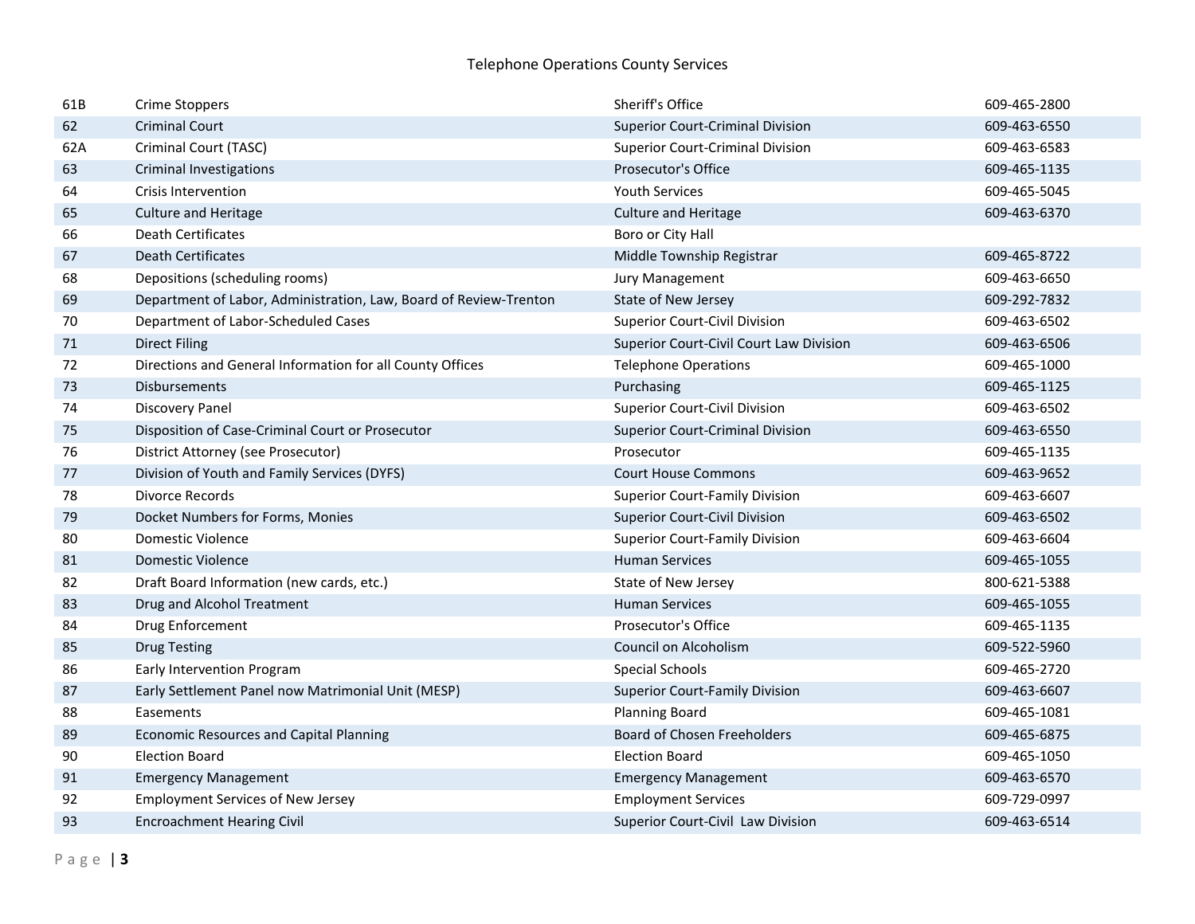# Telephone Operations County Services

| | | | |
|---|---|---|---|
| 61B | Crime Stoppers | Sheriff's Office | 609-465-2800 |
| 62 | Criminal Court | Superior Court-Criminal Division | 609-463-6550 |
| 62A | Criminal Court (TASC) | Superior Court-Criminal Division | 609-463-6583 |
| 63 | Criminal Investigations | Prosecutor's Office | 609-465-1135 |
| 64 | Crisis Intervention | Youth Services | 609-465-5045 |
| 65 | Culture and Heritage | Culture and Heritage | 609-463-6370 |
| 66 | Death Certificates | Boro or City Hall | |
| 67 | Death Certificates | Middle Township Registrar | 609-465-8722 |
| 68 | Depositions (scheduling rooms) | Jury Management | 609-463-6650 |
| 69 | Department of Labor, Administration, Law, Board of Review-Trenton | State of New Jersey | 609-292-7832 |
| 70 | Department of Labor-Scheduled Cases | Superior Court-Civil Division | 609-463-6502 |
| 71 | Direct Filing | Superior Court-Civil Court Law Division | 609-463-6506 |
| 72 | Directions and General Information for all County Offices | Telephone Operations | 609-465-1000 |
| 73 | Disbursements | Purchasing | 609-465-1125 |
| 74 | Discovery Panel | Superior Court-Civil Division | 609-463-6502 |
| 75 | Disposition of Case-Criminal Court or Prosecutor | Superior Court-Criminal Division | 609-463-6550 |
| 76 | District Attorney (see Prosecutor) | Prosecutor | 609-465-1135 |
| 77 | Division of Youth and Family Services (DYFS) | Court House Commons | 609-463-9652 |
| 78 | Divorce Records | Superior Court-Family Division | 609-463-6607 |
| 79 | Docket Numbers for Forms, Monies | Superior Court-Civil Division | 609-463-6502 |
| 80 | Domestic Violence | Superior Court-Family Division | 609-463-6604 |
| 81 | Domestic Violence | Human Services | 609-465-1055 |
| 82 | Draft Board Information (new cards, etc.) | State of New Jersey | 800-621-5388 |
| 83 | Drug and Alcohol Treatment | Human Services | 609-465-1055 |
| 84 | Drug Enforcement | Prosecutor's Office | 609-465-1135 |
| 85 | Drug Testing | Council on Alcoholism | 609-522-5960 |
| 86 | Early Intervention Program | Special Schools | 609-465-2720 |
| 87 | Early Settlement Panel now Matrimonial Unit (MESP) | Superior Court-Family Division | 609-463-6607 |
| 88 | Easements | Planning Board | 609-465-1081 |
| 89 | Economic Resources and Capital Planning | Board of Chosen Freeholders | 609-465-6875 |
| 90 | Election Board | Election Board | 609-465-1050 |
| 91 | Emergency Management | Emergency Management | 609-463-6570 |
| 92 | Employment Services of New Jersey | Employment Services | 609-729-0997 |
| 93 | Encroachment Hearing Civil | Superior Court-Civil Law Division | 609-463-6514 |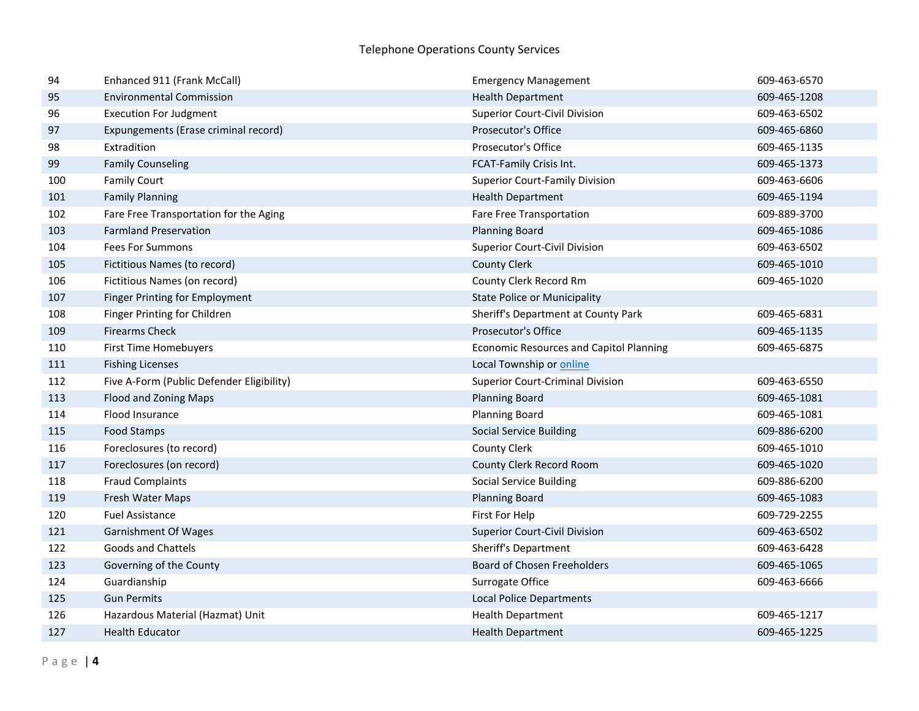Telephone Operations County Services

| | | | |
|---|---|---|---|
| 94 | Enhanced 911 (Frank McCall) | Emergency Management | 609-463-6570 |
| 95 | Environmental Commission | Health Department | 609-465-1208 |
| 96 | Execution For Judgment | Superior Court-Civil Division | 609-463-6502 |
| 97 | Expungements (Erase criminal record) | Prosecutor's Office | 609-465-6860 |
| 98 | Extradition | Prosecutor's Office | 609-465-1135 |
| 99 | Family Counseling | FCAT-Family Crisis Int. | 609-465-1373 |
| 100 | Family Court | Superior Court-Family Division | 609-463-6606 |
| 101 | Family Planning | Health Department | 609-465-1194 |
| 102 | Fare Free Transportation for the Aging | Fare Free Transportation | 609-889-3700 |
| 103 | Farmland Preservation | Planning Board | 609-465-1086 |
| 104 | Fees For Summons | Superior Court-Civil Division | 609-463-6502 |
| 105 | Fictitious Names (to record) | County Clerk | 609-465-1010 |
| 106 | Fictitious Names (on record) | County Clerk Record Rm | 609-465-1020 |
| 107 | Finger Printing for Employment | State Police or Municipality | |
| 108 | Finger Printing for Children | Sheriff's Department at County Park | 609-465-6831 |
| 109 | Firearms Check | Prosecutor's Office | 609-465-1135 |
| 110 | First Time Homebuyers | Economic Resources and Capitol Planning | 609-465-6875 |
| 111 | Fishing Licenses | Local Township or online | |
| 112 | Five A-Form (Public Defender Eligibility) | Superior Court-Criminal Division | 609-463-6550 |
| 113 | Flood and Zoning Maps | Planning Board | 609-465-1081 |
| 114 | Flood Insurance | Planning Board | 609-465-1081 |
| 115 | Food Stamps | Social Service Building | 609-886-6200 |
| 116 | Foreclosures (to record) | County Clerk | 609-465-1010 |
| 117 | Foreclosures (on record) | County Clerk Record Room | 609-465-1020 |
| 118 | Fraud Complaints | Social Service Building | 609-886-6200 |
| 119 | Fresh Water Maps | Planning Board | 609-465-1083 |
| 120 | Fuel Assistance | First For Help | 609-729-2255 |
| 121 | Garnishment Of Wages | Superior Court-Civil Division | 609-463-6502 |
| 122 | Goods and Chattels | Sheriff's Department | 609-463-6428 |
| 123 | Governing of the County | Board of Chosen Freeholders | 609-465-1065 |
| 124 | Guardianship | Surrogate Office | 609-463-6666 |
| 125 | Gun Permits | Local Police Departments | |
| 126 | Hazardous Material (Hazmat) Unit | Health Department | 609-465-1217 |
| 127 | Health Educator | Health Department | 609-465-1225 |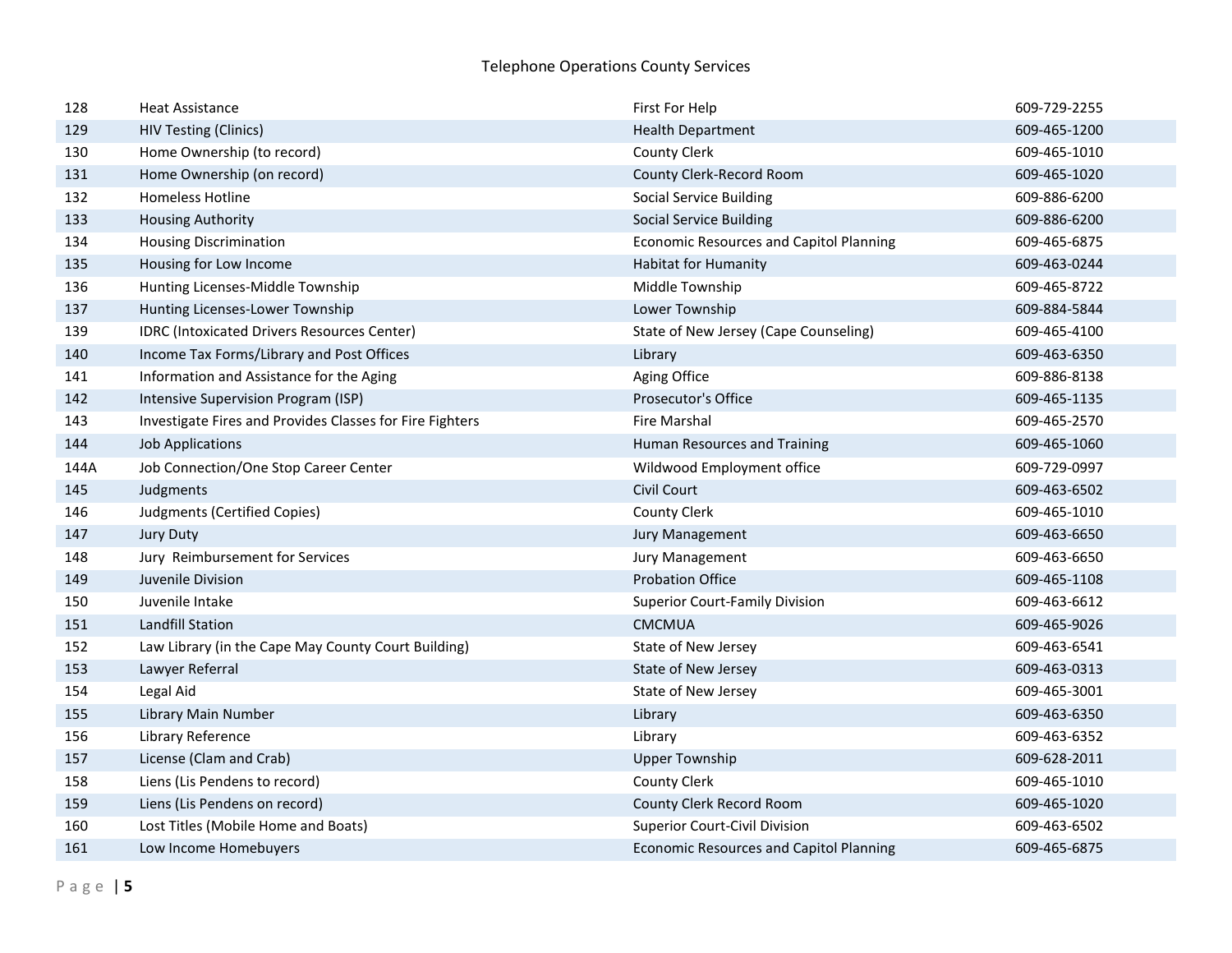Telephone Operations County Services

| | | | |
|---|---|---|---|
| 128 | Heat Assistance | First For Help | 609-729-2255 |
| 129 | HIV Testing (Clinics) | Health Department | 609-465-1200 |
| 130 | Home Ownership (to record) | County Clerk | 609-465-1010 |
| 131 | Home Ownership (on record) | County Clerk-Record Room | 609-465-1020 |
| 132 | Homeless Hotline | Social Service Building | 609-886-6200 |
| 133 | Housing Authority | Social Service Building | 609-886-6200 |
| 134 | Housing Discrimination | Economic Resources and Capitol Planning | 609-465-6875 |
| 135 | Housing for Low Income | Habitat for Humanity | 609-463-0244 |
| 136 | Hunting Licenses-Middle Township | Middle Township | 609-465-8722 |
| 137 | Hunting Licenses-Lower Township | Lower Township | 609-884-5844 |
| 139 | IDRC (Intoxicated Drivers Resources Center) | State of New Jersey (Cape Counseling) | 609-465-4100 |
| 140 | Income Tax Forms/Library and Post Offices | Library | 609-463-6350 |
| 141 | Information and Assistance for the Aging | Aging Office | 609-886-8138 |
| 142 | Intensive Supervision Program (ISP) | Prosecutor's Office | 609-465-1135 |
| 143 | Investigate Fires and Provides Classes for Fire Fighters | Fire Marshal | 609-465-2570 |
| 144 | Job Applications | Human Resources and Training | 609-465-1060 |
| 144A | Job Connection/One Stop Career Center | Wildwood Employment office | 609-729-0997 |
| 145 | Judgments | Civil Court | 609-463-6502 |
| 146 | Judgments (Certified Copies) | County Clerk | 609-465-1010 |
| 147 | Jury Duty | Jury Management | 609-463-6650 |
| 148 | Jury Reimbursement for Services | Jury Management | 609-463-6650 |
| 149 | Juvenile Division | Probation Office | 609-465-1108 |
| 150 | Juvenile Intake | Superior Court-Family Division | 609-463-6612 |
| 151 | Landfill Station | CMCMUA | 609-465-9026 |
| 152 | Law Library (in the Cape May County Court Building) | State of New Jersey | 609-463-6541 |
| 153 | Lawyer Referral | State of New Jersey | 609-463-0313 |
| 154 | Legal Aid | State of New Jersey | 609-465-3001 |
| 155 | Library Main Number | Library | 609-463-6350 |
| 156 | Library Reference | Library | 609-463-6352 |
| 157 | License (Clam and Crab) | Upper Township | 609-628-2011 |
| 158 | Liens (Lis Pendens to record) | County Clerk | 609-465-1010 |
| 159 | Liens (Lis Pendens on record) | County Clerk Record Room | 609-465-1020 |
| 160 | Lost Titles (Mobile Home and Boats) | Superior Court-Civil Division | 609-463-6502 |
| 161 | Low Income Homebuyers | Economic Resources and Capitol Planning | 609-465-6875 |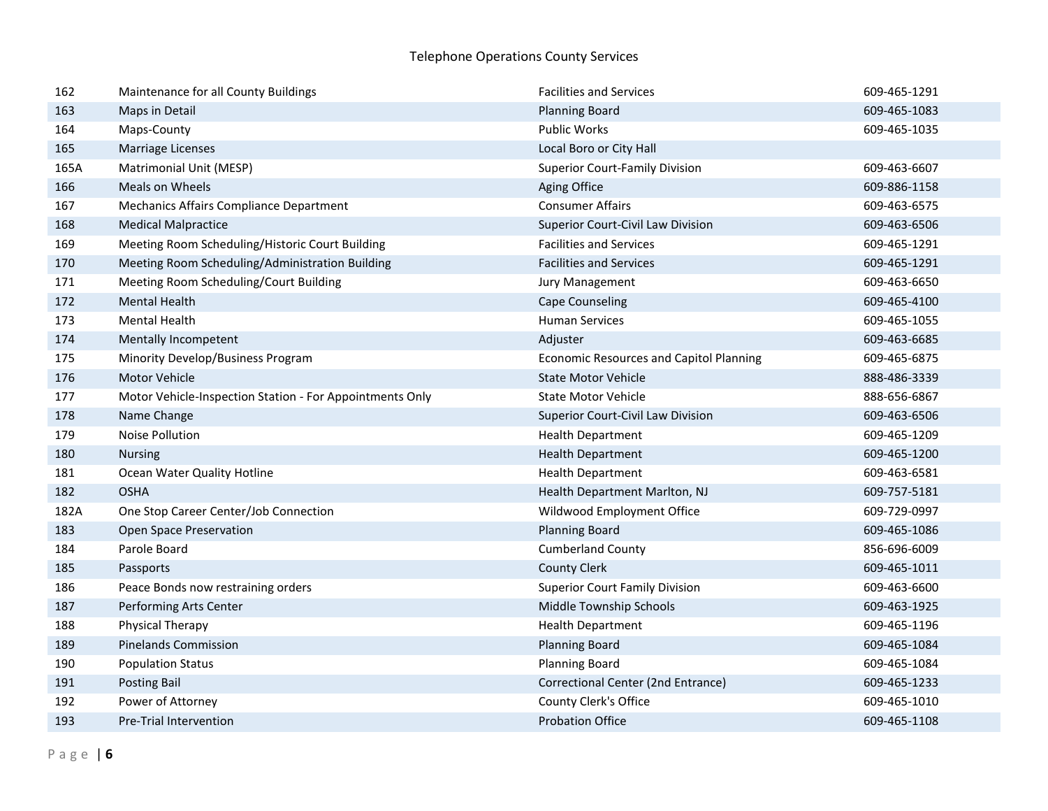Telephone Operations County Services

| | | | |
|---|---|---|---|
| 162 | Maintenance for all County Buildings | Facilities and Services | 609-465-1291 |
| 163 | Maps in Detail | Planning Board | 609-465-1083 |
| 164 | Maps-County | Public Works | 609-465-1035 |
| 165 | Marriage Licenses | Local Boro or City Hall | |
| 165A | Matrimonial Unit (MESP) | Superior Court-Family Division | 609-463-6607 |
| 166 | Meals on Wheels | Aging Office | 609-886-1158 |
| 167 | Mechanics Affairs Compliance Department | Consumer Affairs | 609-463-6575 |
| 168 | Medical Malpractice | Superior Court-Civil Law Division | 609-463-6506 |
| 169 | Meeting Room Scheduling/Historic Court Building | Facilities and Services | 609-465-1291 |
| 170 | Meeting Room Scheduling/Administration Building | Facilities and Services | 609-465-1291 |
| 171 | Meeting Room Scheduling/Court Building | Jury Management | 609-463-6650 |
| 172 | Mental Health | Cape Counseling | 609-465-4100 |
| 173 | Mental Health | Human Services | 609-465-1055 |
| 174 | Mentally Incompetent | Adjuster | 609-463-6685 |
| 175 | Minority Develop/Business Program | Economic Resources and Capitol Planning | 609-465-6875 |
| 176 | Motor Vehicle | State Motor Vehicle | 888-486-3339 |
| 177 | Motor Vehicle-Inspection Station - For Appointments Only | State Motor Vehicle | 888-656-6867 |
| 178 | Name Change | Superior Court-Civil Law Division | 609-463-6506 |
| 179 | Noise Pollution | Health Department | 609-465-1209 |
| 180 | Nursing | Health Department | 609-465-1200 |
| 181 | Ocean Water Quality Hotline | Health Department | 609-463-6581 |
| 182 | OSHA | Health Department Marlton, NJ | 609-757-5181 |
| 182A | One Stop Career Center/Job Connection | Wildwood Employment Office | 609-729-0997 |
| 183 | Open Space Preservation | Planning Board | 609-465-1086 |
| 184 | Parole Board | Cumberland County | 856-696-6009 |
| 185 | Passports | County Clerk | 609-465-1011 |
| 186 | Peace Bonds now restraining orders | Superior Court Family Division | 609-463-6600 |
| 187 | Performing Arts Center | Middle Township Schools | 609-463-1925 |
| 188 | Physical Therapy | Health Department | 609-465-1196 |
| 189 | Pinelands Commission | Planning Board | 609-465-1084 |
| 190 | Population Status | Planning Board | 609-465-1084 |
| 191 | Posting Bail | Correctional Center (2nd Entrance) | 609-465-1233 |
| 192 | Power of Attorney | County Clerk's Office | 609-465-1010 |
| 193 | Pre-Trial Intervention | Probation Office | 609-465-1108 |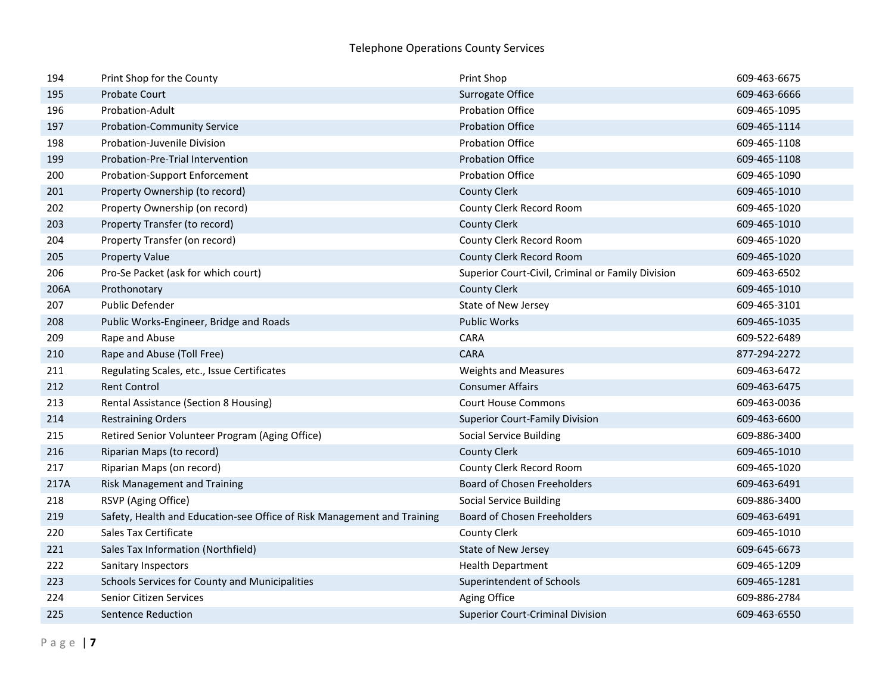# Telephone Operations County Services

| | | | |
|---|---|---|---|
| 194 | Print Shop for the County | Print Shop | 609-463-6675 |
| 195 | Probate Court | Surrogate Office | 609-463-6666 |
| 196 | Probation-Adult | Probation Office | 609-465-1095 |
| 197 | Probation-Community Service | Probation Office | 609-465-1114 |
| 198 | Probation-Juvenile Division | Probation Office | 609-465-1108 |
| 199 | Probation-Pre-Trial Intervention | Probation Office | 609-465-1108 |
| 200 | Probation-Support Enforcement | Probation Office | 609-465-1090 |
| 201 | Property Ownership (to record) | County Clerk | 609-465-1010 |
| 202 | Property Ownership (on record) | County Clerk Record Room | 609-465-1020 |
| 203 | Property Transfer (to record) | County Clerk | 609-465-1010 |
| 204 | Property Transfer (on record) | County Clerk Record Room | 609-465-1020 |
| 205 | Property Value | County Clerk Record Room | 609-465-1020 |
| 206 | Pro-Se Packet (ask for which court) | Superior Court-Civil, Criminal or Family Division | 609-463-6502 |
| 206A | Prothonotary | County Clerk | 609-465-1010 |
| 207 | Public Defender | State of New Jersey | 609-465-3101 |
| 208 | Public Works-Engineer, Bridge and Roads | Public Works | 609-465-1035 |
| 209 | Rape and Abuse | CARA | 609-522-6489 |
| 210 | Rape and Abuse (Toll Free) | CARA | 877-294-2272 |
| 211 | Regulating Scales, etc., Issue Certificates | Weights and Measures | 609-463-6472 |
| 212 | Rent Control | Consumer Affairs | 609-463-6475 |
| 213 | Rental Assistance (Section 8 Housing) | Court House Commons | 609-463-0036 |
| 214 | Restraining Orders | Superior Court-Family Division | 609-463-6600 |
| 215 | Retired Senior Volunteer Program (Aging Office) | Social Service Building | 609-886-3400 |
| 216 | Riparian Maps (to record) | County Clerk | 609-465-1010 |
| 217 | Riparian Maps (on record) | County Clerk Record Room | 609-465-1020 |
| 217A | Risk Management and Training | Board of Chosen Freeholders | 609-463-6491 |
| 218 | RSVP (Aging Office) | Social Service Building | 609-886-3400 |
| 219 | Safety, Health and Education-see Office of Risk Management and Training | Board of Chosen Freeholders | 609-463-6491 |
| 220 | Sales Tax Certificate | County Clerk | 609-465-1010 |
| 221 | Sales Tax Information (Northfield) | State of New Jersey | 609-645-6673 |
| 222 | Sanitary Inspectors | Health Department | 609-465-1209 |
| 223 | Schools Services for County and Municipalities | Superintendent of Schools | 609-465-1281 |
| 224 | Senior Citizen Services | Aging Office | 609-886-2784 |
| 225 | Sentence Reduction | Superior Court-Criminal Division | 609-463-6550 |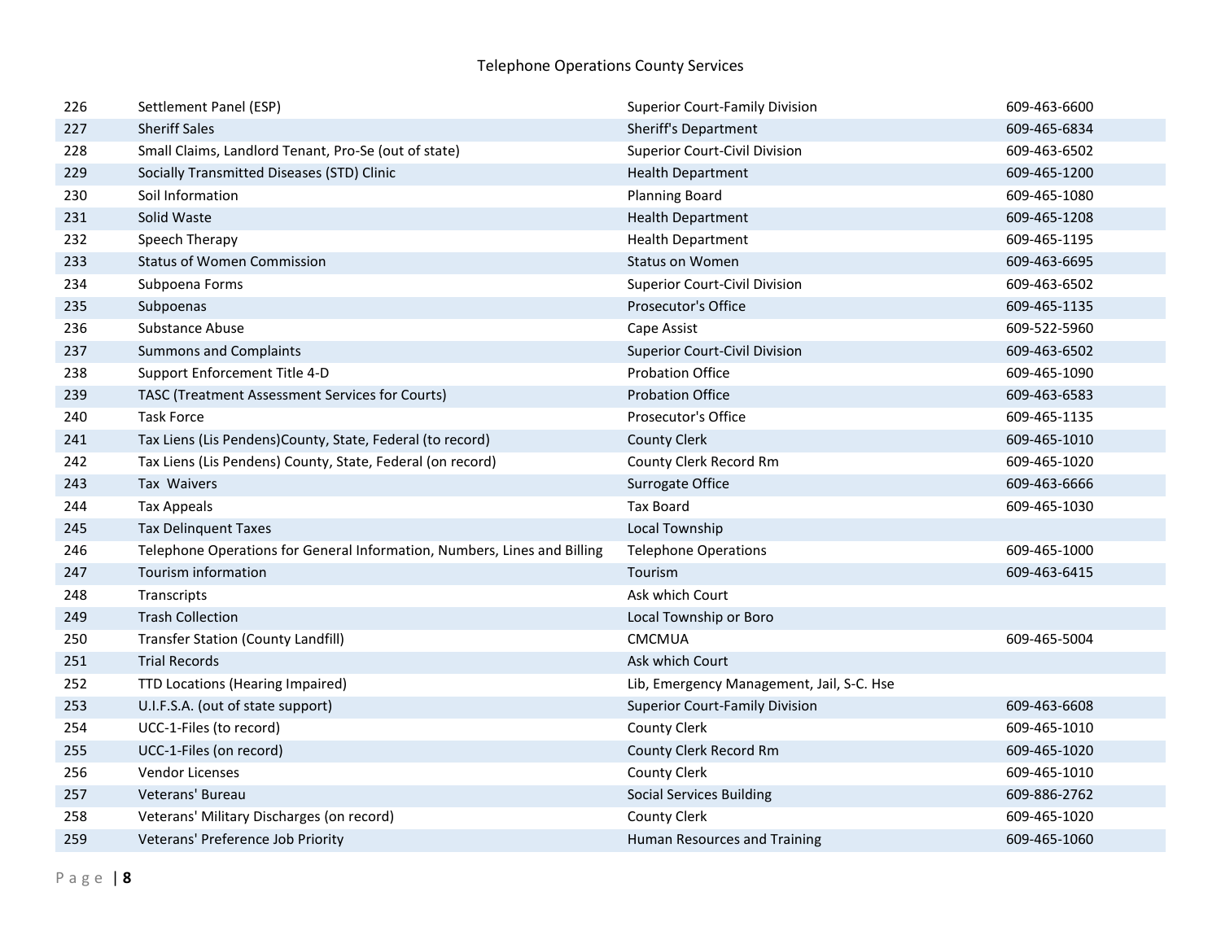Telephone Operations County Services

| | | | |
|---|---|---|---|
| 226 | Settlement Panel (ESP) | Superior Court-Family Division | 609-463-6600 |
| 227 | Sheriff Sales | Sheriff's Department | 609-465-6834 |
| 228 | Small Claims, Landlord Tenant, Pro-Se (out of state) | Superior Court-Civil Division | 609-463-6502 |
| 229 | Socially Transmitted Diseases (STD) Clinic | Health Department | 609-465-1200 |
| 230 | Soil Information | Planning Board | 609-465-1080 |
| 231 | Solid Waste | Health Department | 609-465-1208 |
| 232 | Speech Therapy | Health Department | 609-465-1195 |
| 233 | Status of Women Commission | Status on Women | 609-463-6695 |
| 234 | Subpoena Forms | Superior Court-Civil Division | 609-463-6502 |
| 235 | Subpoenas | Prosecutor's Office | 609-465-1135 |
| 236 | Substance Abuse | Cape Assist | 609-522-5960 |
| 237 | Summons and Complaints | Superior Court-Civil Division | 609-463-6502 |
| 238 | Support Enforcement Title 4-D | Probation Office | 609-465-1090 |
| 239 | TASC (Treatment Assessment Services for Courts) | Probation Office | 609-463-6583 |
| 240 | Task Force | Prosecutor's Office | 609-465-1135 |
| 241 | Tax Liens (Lis Pendens)County, State, Federal (to record) | County Clerk | 609-465-1010 |
| 242 | Tax Liens (Lis Pendens) County, State, Federal (on record) | County Clerk Record Rm | 609-465-1020 |
| 243 | Tax Waivers | Surrogate Office | 609-463-6666 |
| 244 | Tax Appeals | Tax Board | 609-465-1030 |
| 245 | Tax Delinquent Taxes | Local Township | |
| 246 | Telephone Operations for General Information, Numbers, Lines and Billing | Telephone Operations | 609-465-1000 |
| 247 | Tourism information | Tourism | 609-463-6415 |
| 248 | Transcripts | Ask which Court | |
| 249 | Trash Collection | Local Township or Boro | |
| 250 | Transfer Station (County Landfill) | CMCMUA | 609-465-5004 |
| 251 | Trial Records | Ask which Court | |
| 252 | TTD Locations (Hearing Impaired) | Lib, Emergency Management, Jail, S-C. Hse | |
| 253 | U.I.F.S.A. (out of state support) | Superior Court-Family Division | 609-463-6608 |
| 254 | UCC-1-Files (to record) | County Clerk | 609-465-1010 |
| 255 | UCC-1-Files (on record) | County Clerk Record Rm | 609-465-1020 |
| 256 | Vendor Licenses | County Clerk | 609-465-1010 |
| 257 | Veterans' Bureau | Social Services Building | 609-886-2762 |
| 258 | Veterans' Military Discharges (on record) | County Clerk | 609-465-1020 |
| 259 | Veterans' Preference Job Priority | Human Resources and Training | 609-465-1060 |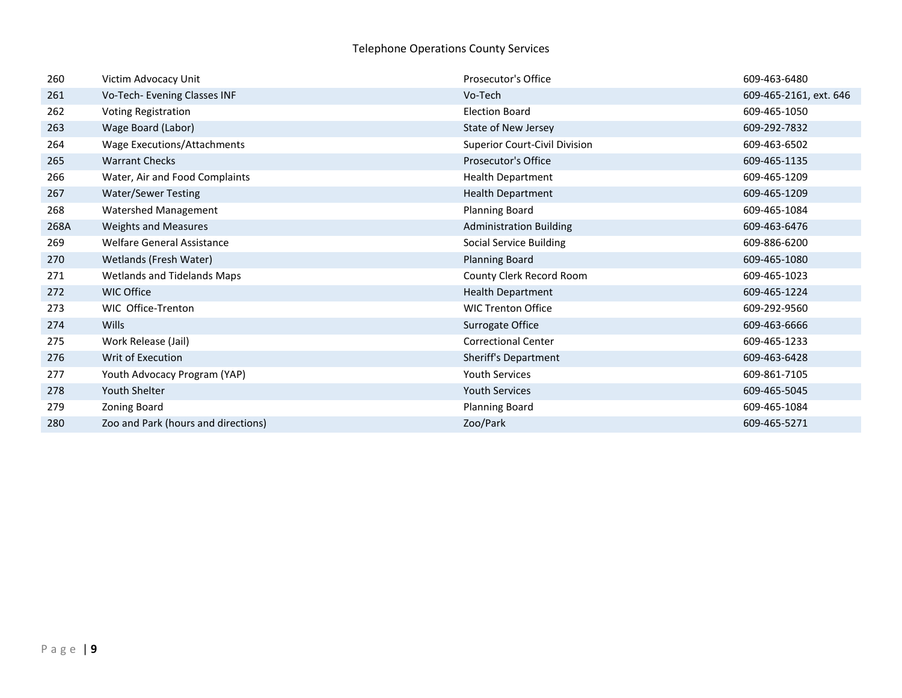Telephone Operations County Services

| | | | |
|---|---|---|---|
| 260 | Victim Advocacy Unit | Prosecutor's Office | 609-463-6480 |
| 261 | Vo-Tech- Evening Classes INF | Vo-Tech | 609-465-2161, ext. 646 |
| 262 | Voting Registration | Election Board | 609-465-1050 |
| 263 | Wage Board (Labor) | State of New Jersey | 609-292-7832 |
| 264 | Wage Executions/Attachments | Superior Court-Civil Division | 609-463-6502 |
| 265 | Warrant Checks | Prosecutor's Office | 609-465-1135 |
| 266 | Water, Air and Food Complaints | Health Department | 609-465-1209 |
| 267 | Water/Sewer Testing | Health Department | 609-465-1209 |
| 268 | Watershed Management | Planning Board | 609-465-1084 |
| 268A | Weights and Measures | Administration Building | 609-463-6476 |
| 269 | Welfare General Assistance | Social Service Building | 609-886-6200 |
| 270 | Wetlands (Fresh Water) | Planning Board | 609-465-1080 |
| 271 | Wetlands and Tidelands Maps | County Clerk Record Room | 609-465-1023 |
| 272 | WIC Office | Health Department | 609-465-1224 |
| 273 | WIC Office-Trenton | WIC Trenton Office | 609-292-9560 |
| 274 | Wills | Surrogate Office | 609-463-6666 |
| 275 | Work Release (Jail) | Correctional Center | 609-465-1233 |
| 276 | Writ of Execution | Sheriff's Department | 609-463-6428 |
| 277 | Youth Advocacy Program (YAP) | Youth Services | 609-861-7105 |
| 278 | Youth Shelter | Youth Services | 609-465-5045 |
| 279 | Zoning Board | Planning Board | 609-465-1084 |
| 280 | Zoo and Park (hours and directions) | Zoo/Park | 609-465-5271 |